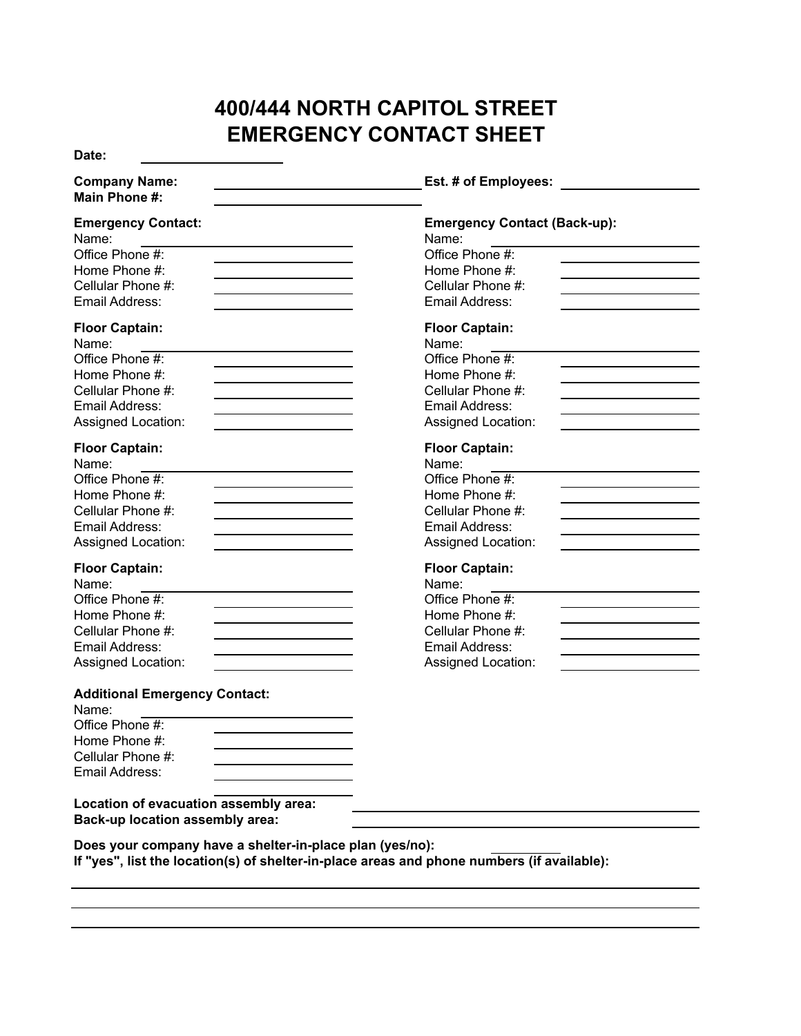# 400/444 NORTH CAPITOL STREET
# EMERGENCY CONTACT SHEET

**Date:** ____________________

**Company Name:** ______________________________ **Est. # of Employees:** ____________________

**Main Phone #:** ______________________________

**Emergency Contact:**

Name: ______________________________

Office Phone #: ____________________

Home Phone #: ____________________

Cellular Phone #: ____________________

Email Address: ____________________

**Emergency Contact (Back-up):**

Name: ______________________________

Office Phone #: ____________________

Home Phone #: ____________________

Cellular Phone #: ____________________

Email Address: ____________________

**Floor Captain:**

Name: ______________________________

Office Phone #: ____________________

Home Phone #: ____________________

Cellular Phone #: ____________________

Email Address: ____________________

Assigned Location: ____________________

**Floor Captain:**

Name: ______________________________

Office Phone #: ____________________

Home Phone #: ____________________

Cellular Phone #: ____________________

Email Address: ____________________

Assigned Location: ____________________

**Floor Captain:**

Name: ______________________________

Office Phone #: ____________________

Home Phone #: ____________________

Cellular Phone #: ____________________

Email Address: ____________________

Assigned Location: ____________________

**Floor Captain:**

Name: ______________________________

Office Phone #: ____________________

Home Phone #: ____________________

Cellular Phone #: ____________________

Email Address: ____________________

Assigned Location: ____________________

**Floor Captain:**

Name: ______________________________

Office Phone #: ____________________

Home Phone #: ____________________

Cellular Phone #: ____________________

Email Address: ____________________

Assigned Location: ____________________

**Floor Captain:**

Name: ______________________________

Office Phone #: ____________________

Home Phone #: ____________________

Cellular Phone #: ____________________

Email Address: ____________________

Assigned Location: ____________________

**Additional Emergency Contact:**

Name: ______________________________

Office Phone #: ____________________

Home Phone #: ____________________

Cellular Phone #: ____________________

Email Address: ____________________

**Location of evacuation assembly area:** ______________________________

**Back-up location assembly area:** ______________________________

**Does your company have a shelter-in-place plan (yes/no):** __________

**If "yes", list the location(s) of shelter-in-place areas and phone numbers (if available):**

________________________________________________________________________________

________________________________________________________________________________

________________________________________________________________________________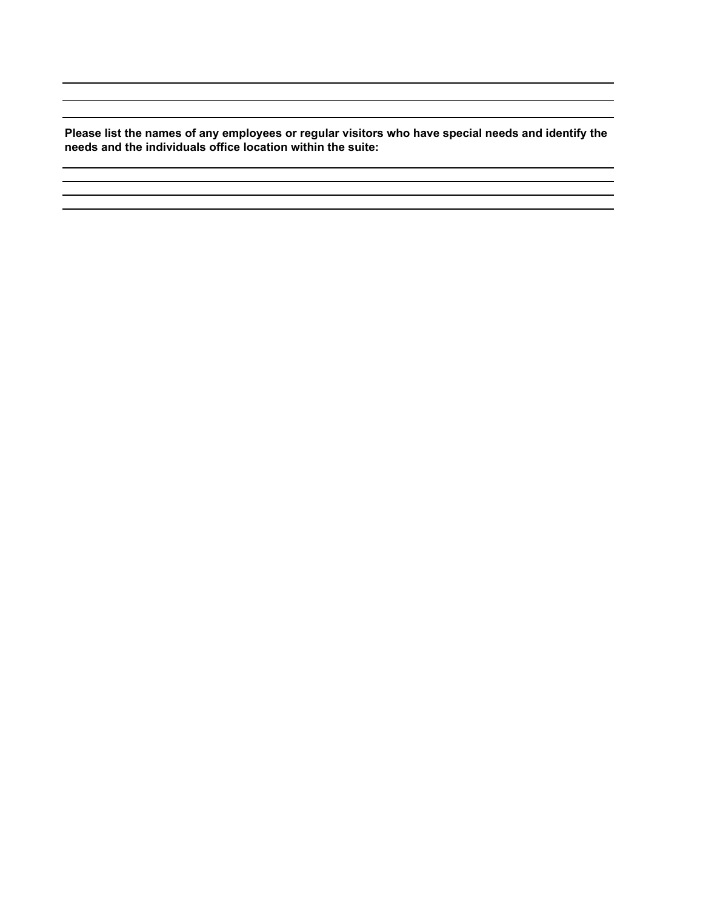**Please list the names of any employees or regular visitors who have special needs and identify the needs and the individuals office location within the suite:**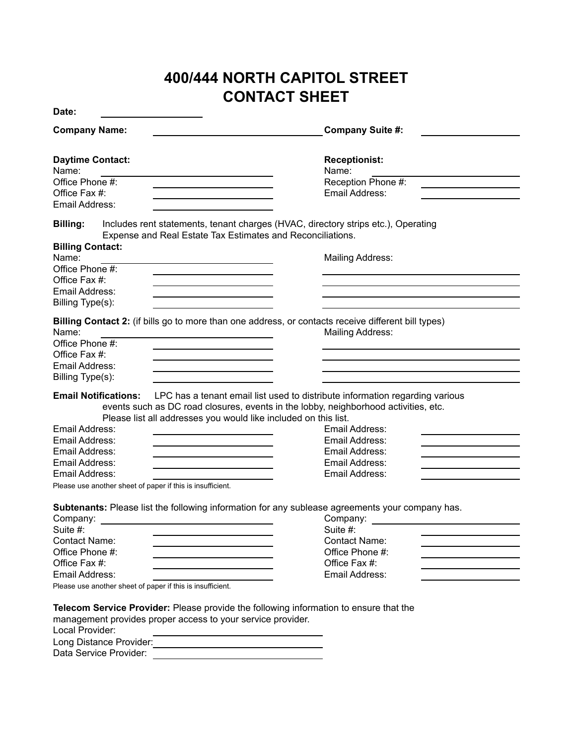# 400/444 NORTH CAPITOL STREET
# CONTACT SHEET

**Date:** ____________________

**Company Name:** ______________________________ **Company Suite #:** ____________________

**Daytime Contact:**
Name: ______________________________
Office Phone #: ______________________________
Office Fax #: ______________________________
Email Address: ______________________________

**Receptionist:**
Name: ______________________________
Reception Phone #: ____________________
Email Address: ____________________

**Billing:** Includes rent statements, tenant charges (HVAC, directory strips etc.), Operating Expense and Real Estate Tax Estimates and Reconciliations.

**Billing Contact:**
Name: ______________________________
Office Phone #: ______________________________
Office Fax #: ______________________________
Email Address: ______________________________
Billing Type(s): ______________________________

Mailing Address:
______________________________
______________________________
______________________________
______________________________

**Billing Contact 2:** (if bills go to more than one address, or contacts receive different bill types)
Name: ______________________________
Office Phone #: ______________________________
Office Fax #: ______________________________
Email Address: ______________________________
Billing Type(s): ______________________________

Mailing Address:
______________________________
______________________________
______________________________
______________________________

**Email Notifications:** LPC has a tenant email list used to distribute information regarding various events such as DC road closures, events in the lobby, neighborhood activities, etc. Please list all addresses you would like included on this list.

Email Address: ______________________________
Email Address: ______________________________
Email Address: ______________________________
Email Address: ______________________________
Email Address: ______________________________
Email Address: ____________________
Email Address: ____________________
Email Address: ____________________
Email Address: ____________________
Email Address: ____________________

Please use another sheet of paper if this is insufficient.

**Subtenants:** Please list the following information for any sublease agreements your company has.

Company: ______________________________
Suite #: ______________________________
Contact Name: ______________________________
Office Phone #: ______________________________
Office Fax #: ______________________________
Email Address: ______________________________

Company: ______________________________
Suite #: ____________________
Contact Name: ____________________
Office Phone #: ____________________
Office Fax #: ____________________
Email Address: ____________________

Please use another sheet of paper if this is insufficient.

**Telecom Service Provider:** Please provide the following information to ensure that the management provides proper access to your service provider.

Local Provider: ______________________________
Long Distance Provider: ______________________________
Data Service Provider: ______________________________